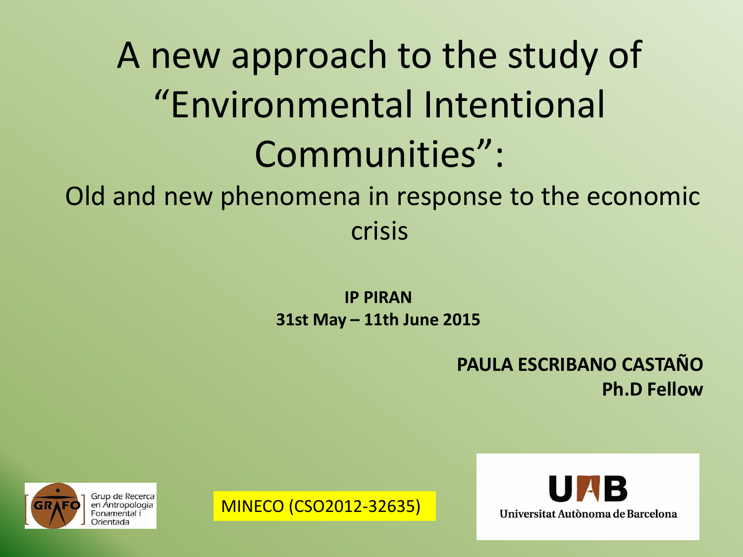# A new approach to the study of "Environmental Intentional Communities":

## Old and new phenomena in response to the economic crisis

**IP PIRAN**
**31st May – 11th June 2015**

**PAULA ESCRIBANO CASTAÑO**
**Ph.D Fellow**

Grup de Recerca en Antropologia Fonamental i Orientada

MINECO (CSO2012-32635)

Universitat Autònoma de Barcelona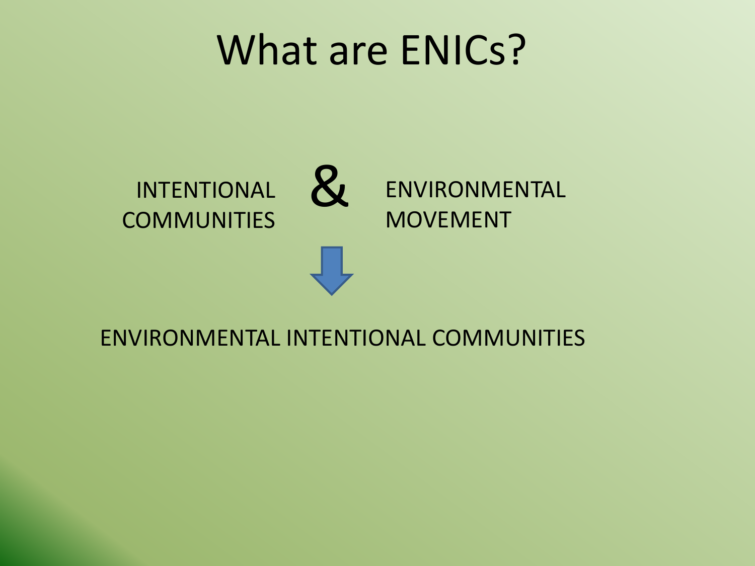# What are ENICs?

INTENTIONAL COMMUNITIES & ENVIRONMENTAL MOVEMENT

↓

ENVIRONMENTAL INTENTIONAL COMMUNITIES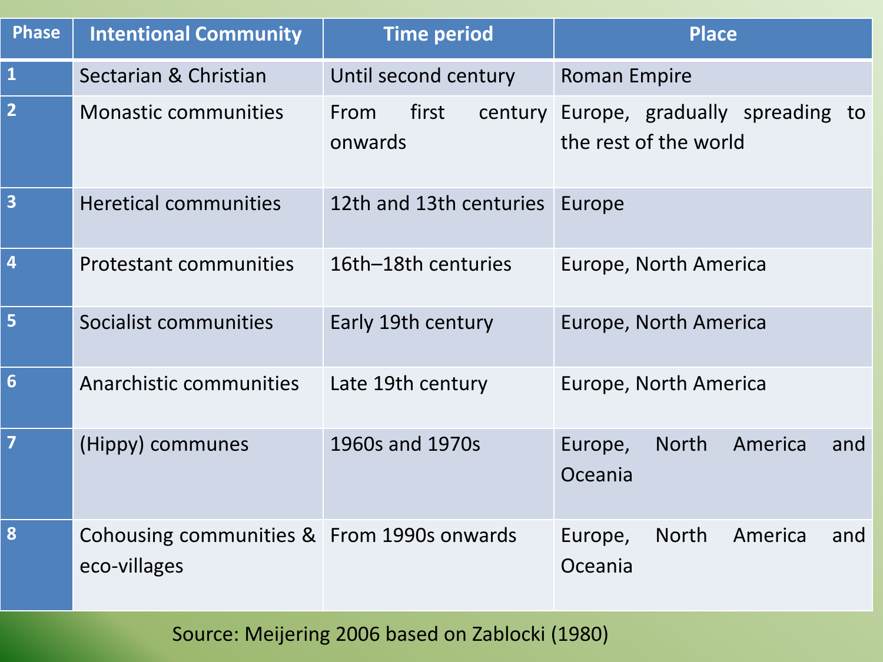| Phase | Intentional Community | Time period | Place |
| --- | --- | --- | --- |
| 1 | Sectarian & Christian | Until second century | Roman Empire |
| 2 | Monastic communities | From first century onwards | Europe, gradually spreading to the rest of the world |
| 3 | Heretical communities | 12th and 13th centuries | Europe |
| 4 | Protestant communities | 16th–18th centuries | Europe, North America |
| 5 | Socialist communities | Early 19th century | Europe, North America |
| 6 | Anarchistic communities | Late 19th century | Europe, North America |
| 7 | (Hippy) communes | 1960s and 1970s | Europe, North America and Oceania |
| 8 | Cohousing communities & eco-villages | From 1990s onwards | Europe, North America and Oceania |

Source: Meijering 2006 based on Zablocki (1980)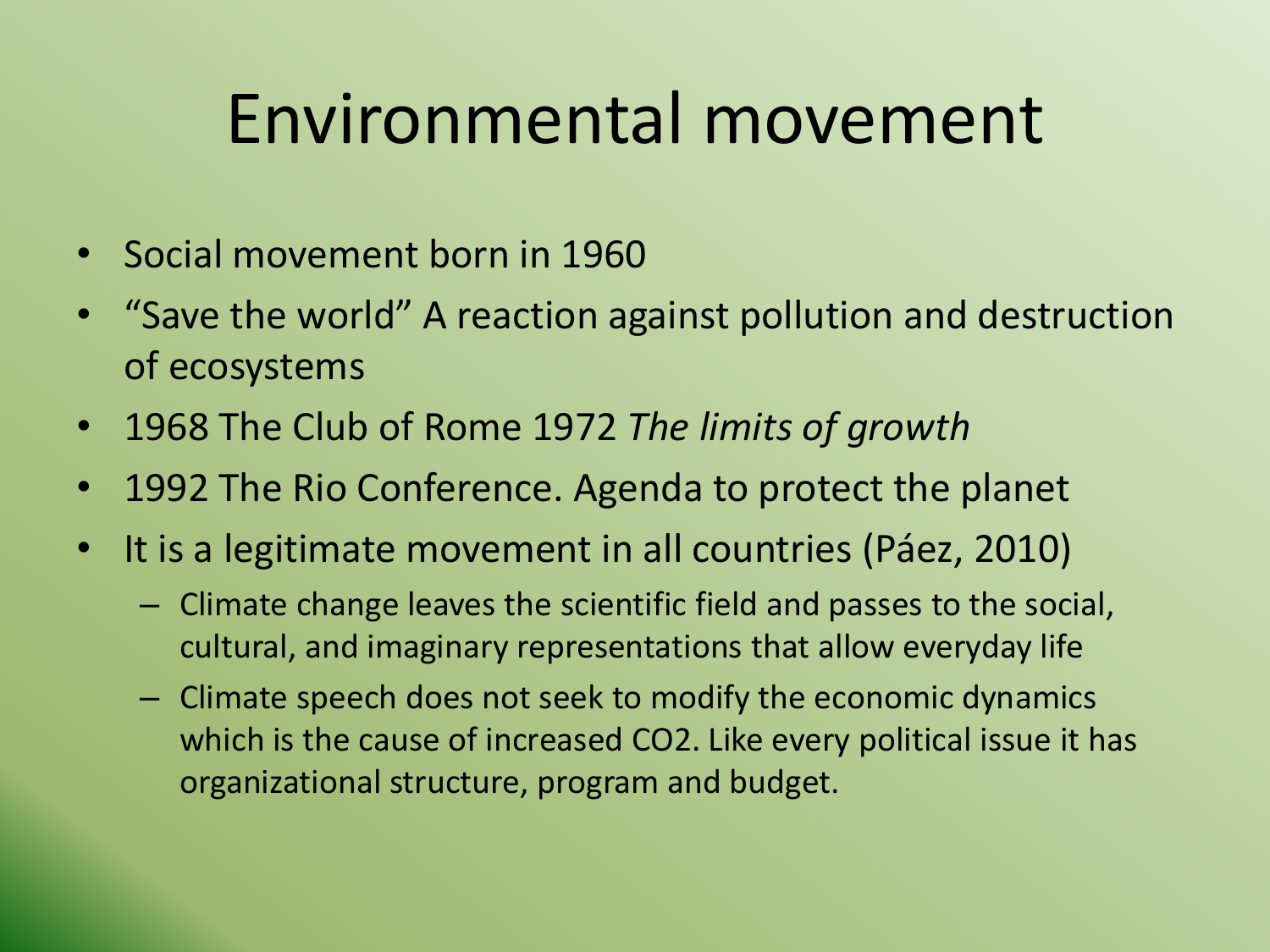# Environmental movement

- Social movement born in 1960
- “Save the world” A reaction against pollution and destruction of ecosystems
- 1968 The Club of Rome 1972 *The limits of growth*
- 1992 The Rio Conference. Agenda to protect the planet
- It is a legitimate movement in all countries (Páez, 2010)
  - Climate change leaves the scientific field and passes to the social, cultural, and imaginary representations that allow everyday life
  - Climate speech does not seek to modify the economic dynamics which is the cause of increased $CO_2$. Like every political issue it has organizational structure, program and budget.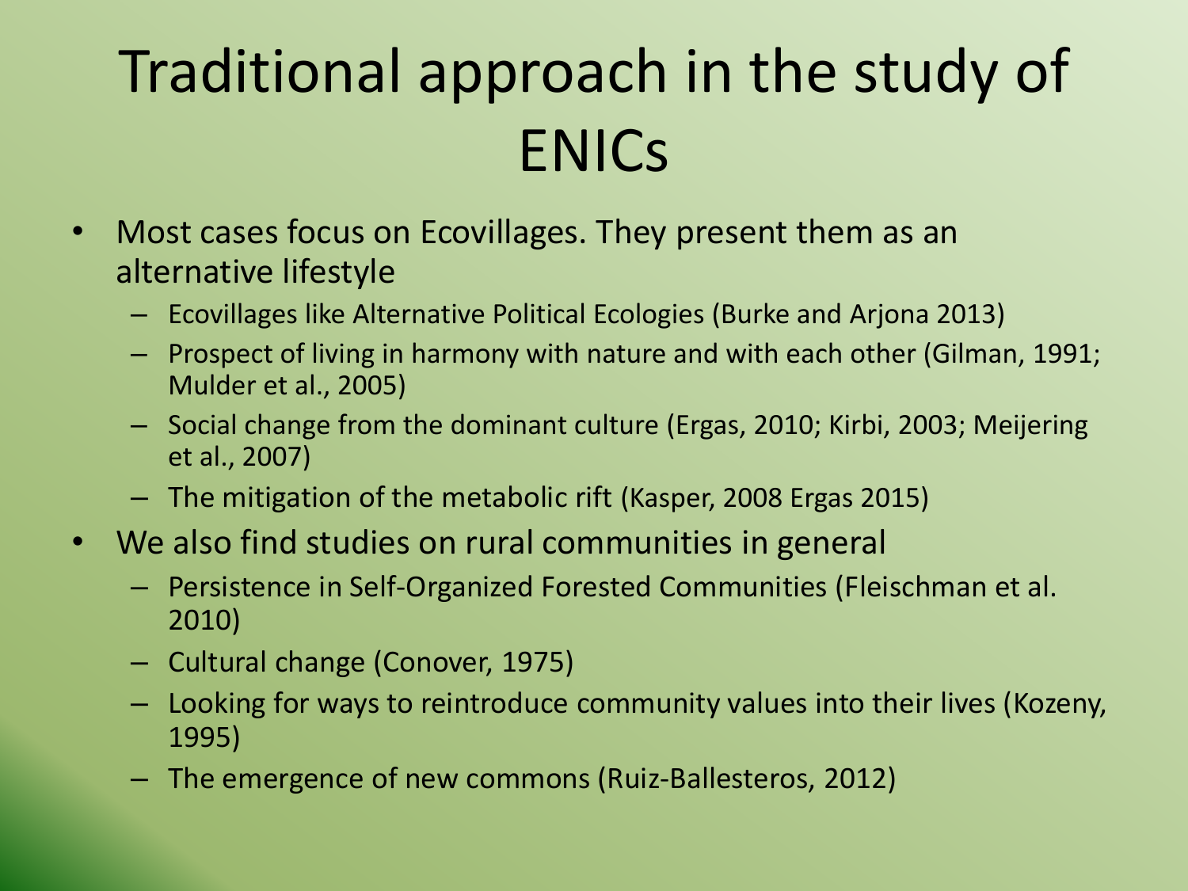# Traditional approach in the study of ENICs

- Most cases focus on Ecovillages. They present them as an alternative lifestyle
  - Ecovillages like Alternative Political Ecologies (Burke and Arjona 2013)
  - Prospect of living in harmony with nature and with each other (Gilman, 1991; Mulder et al., 2005)
  - Social change from the dominant culture (Ergas, 2010; Kirbi, 2003; Meijering et al., 2007)
  - The mitigation of the metabolic rift (Kasper, 2008 Ergas 2015)
- We also find studies on rural communities in general
  - Persistence in Self-Organized Forested Communities (Fleischman et al. 2010)
  - Cultural change (Conover, 1975)
  - Looking for ways to reintroduce community values into their lives (Kozeny, 1995)
  - The emergence of new commons (Ruiz-Ballesteros, 2012)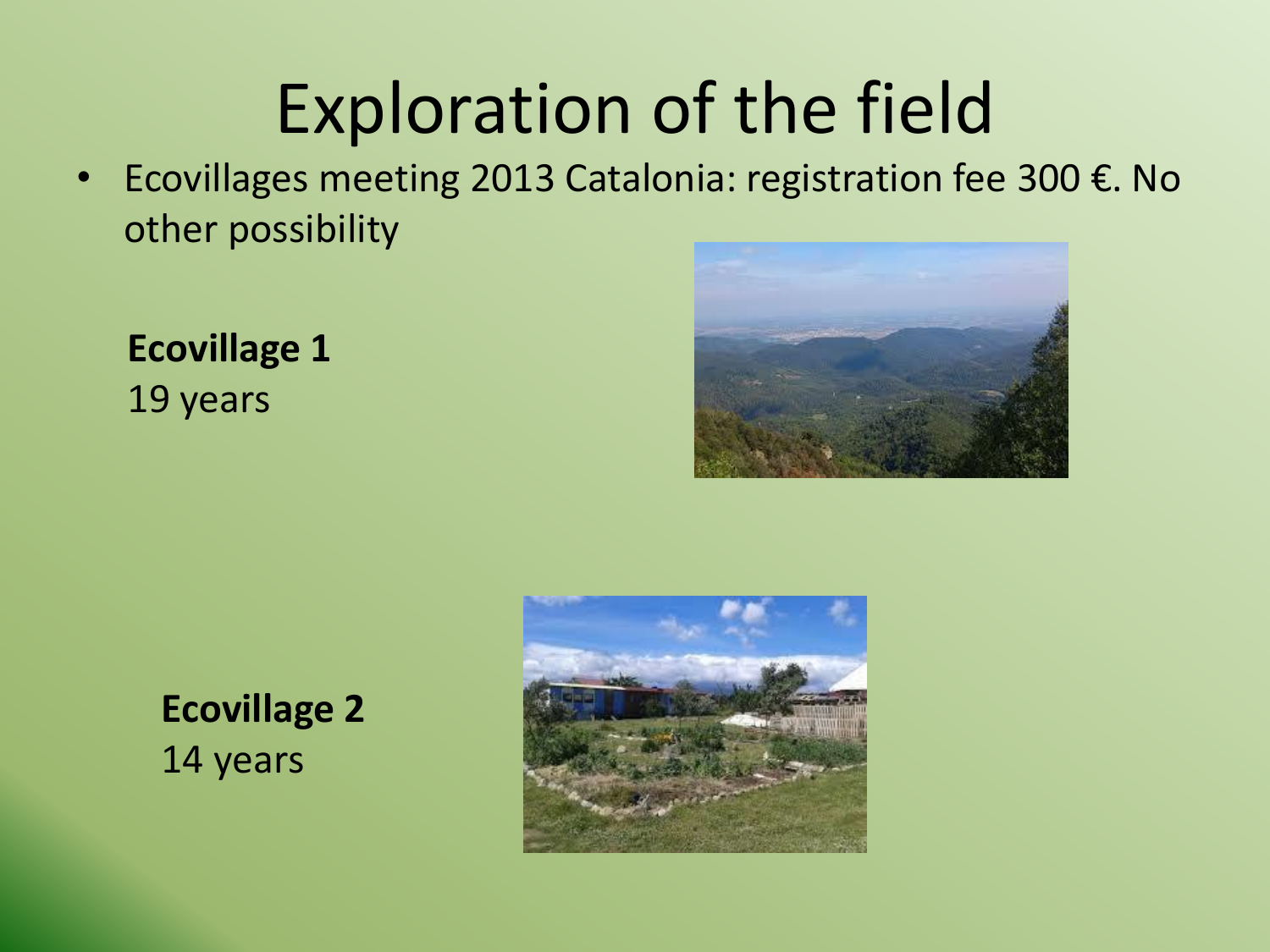# Exploration of the field

- Ecovillages meeting 2013 Catalonia: registration fee 300 €. No other possibility

**Ecovillage 1**
19 years

**Ecovillage 2**
14 years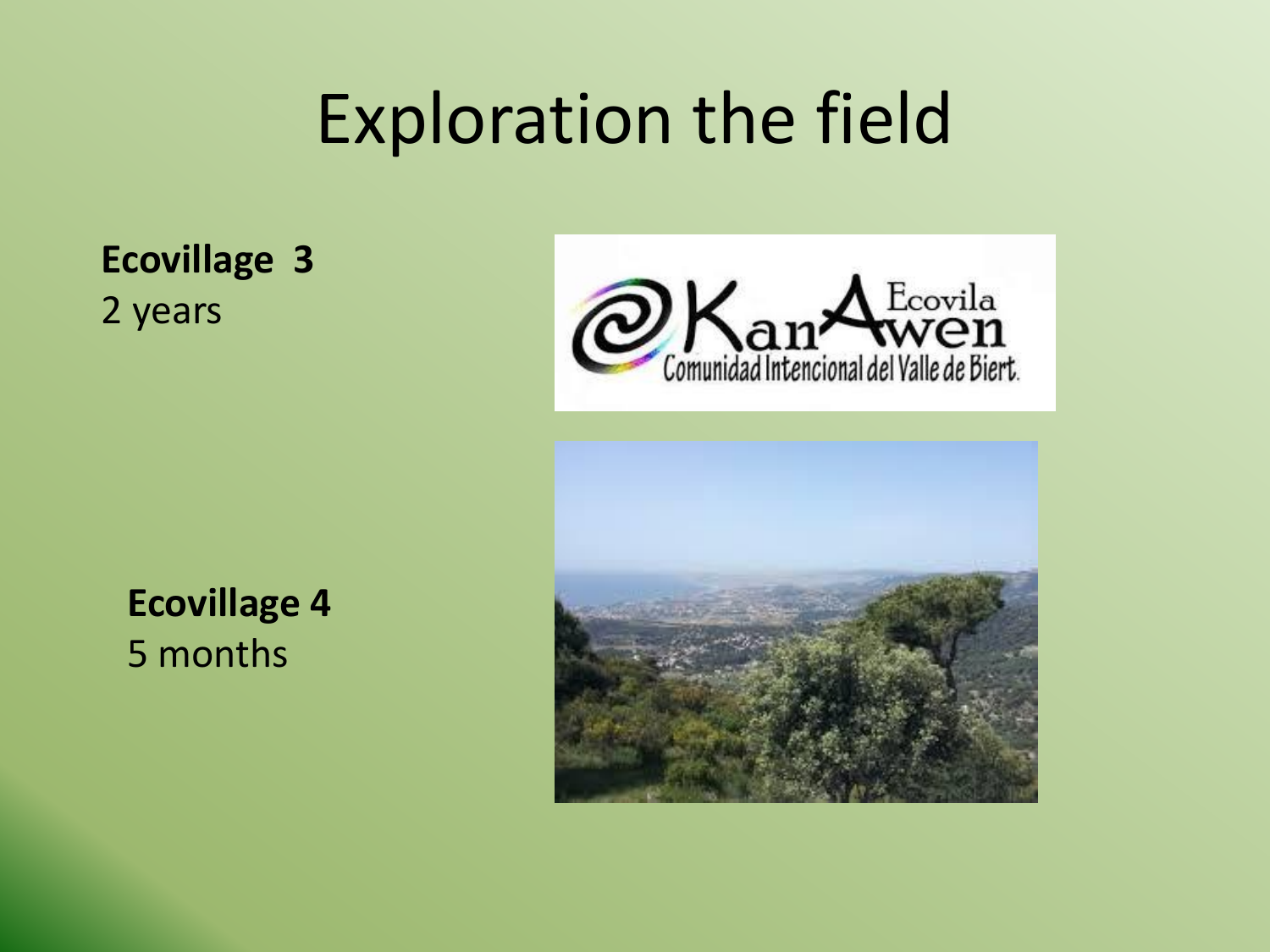# Exploration the field

**Ecovillage 3**
2 years

Ecovila Kan Awen
Comunidad Intencional del Valle de Biert.

**Ecovillage 4**
5 months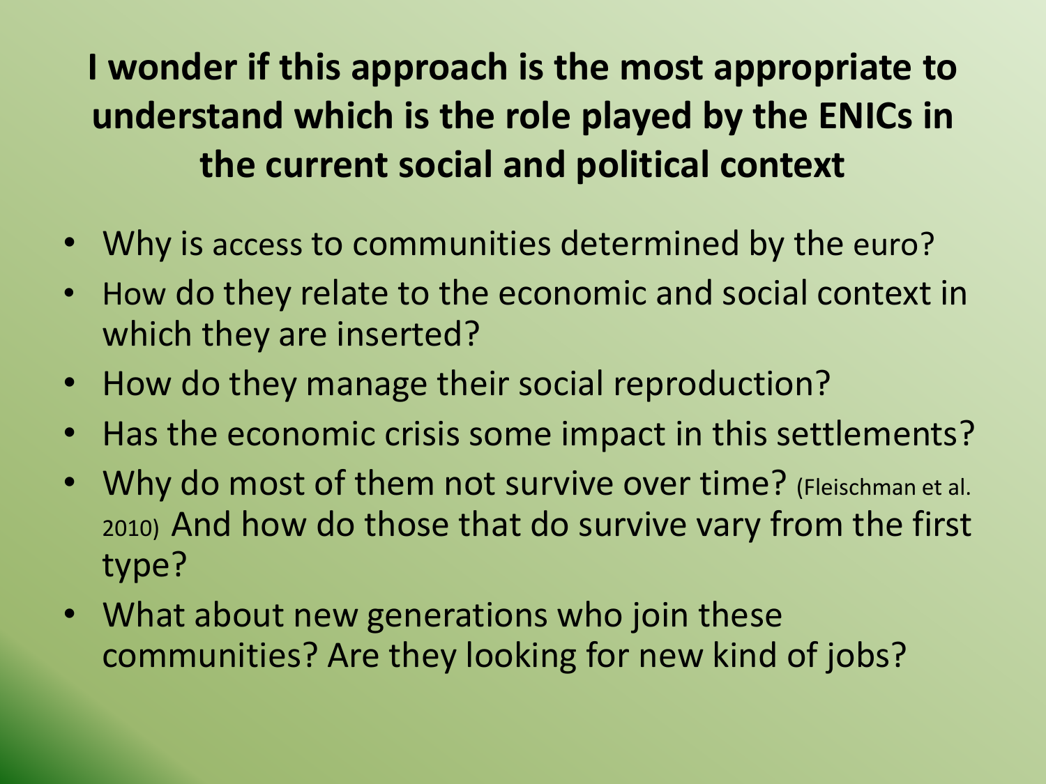# I wonder if this approach is the most appropriate to understand which is the role played by the ENICs in the current social and political context

- Why is access to communities determined by the euro?
- How do they relate to the economic and social context in which they are inserted?
- How do they manage their social reproduction?
- Has the economic crisis some impact in this settlements?
- Why do most of them not survive over time? (Fleischman et al. 2010) And how do those that do survive vary from the first type?
- What about new generations who join these communities? Are they looking for new kind of jobs?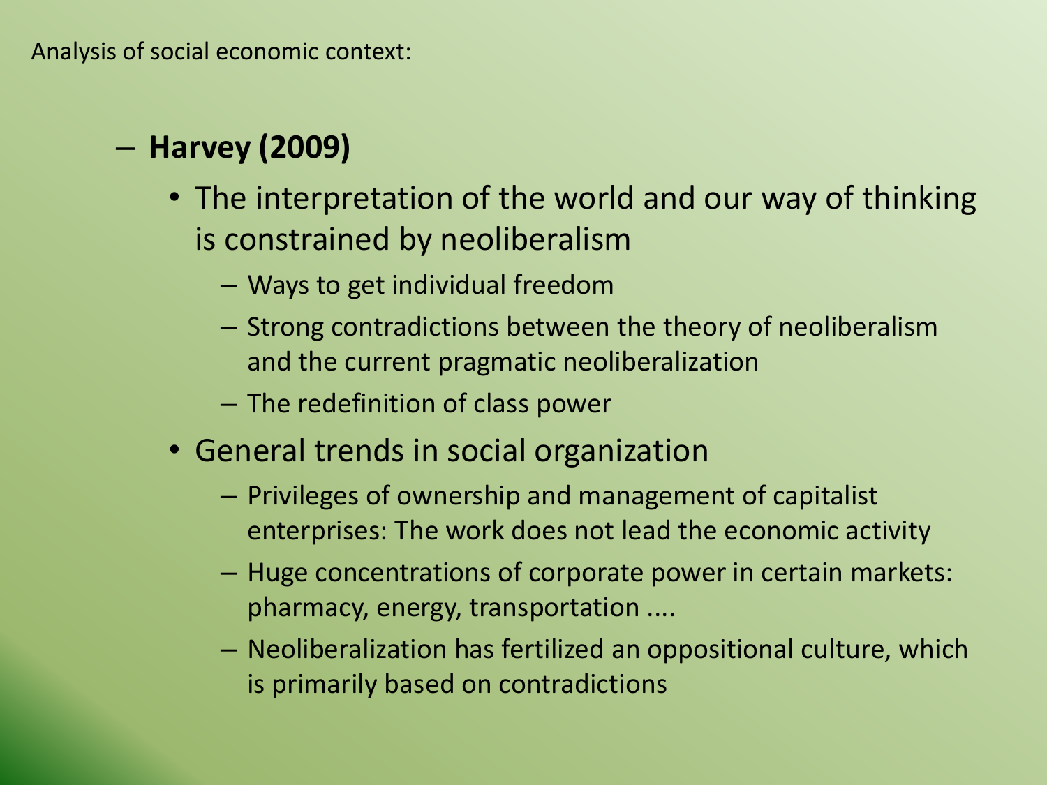Analysis of social economic context:

- **Harvey (2009)**
  - The interpretation of the world and our way of thinking is constrained by neoliberalism
    - Ways to get individual freedom
    - Strong contradictions between the theory of neoliberalism and the current pragmatic neoliberalization
    - The redefinition of class power
  - General trends in social organization
    - Privileges of ownership and management of capitalist enterprises: The work does not lead the economic activity
    - Huge concentrations of corporate power in certain markets: pharmacy, energy, transportation ....
    - Neoliberalization has fertilized an oppositional culture, which is primarily based on contradictions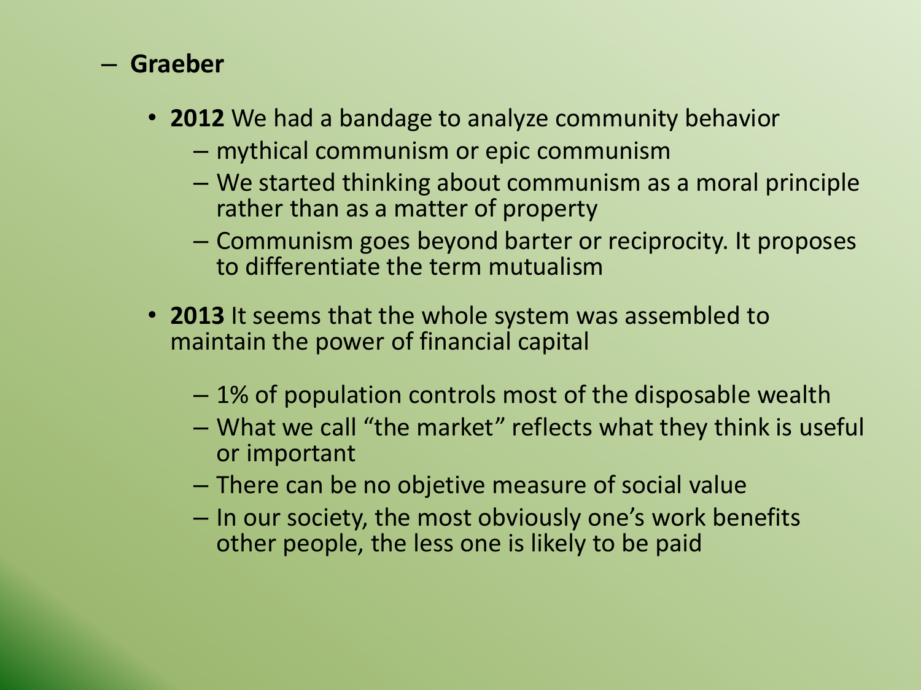- **Graeber**
  - **2012** We had a bandage to analyze community behavior
    - mythical communism or epic communism
    - We started thinking about communism as a moral principle rather than as a matter of property
    - Communism goes beyond barter or reciprocity. It proposes to differentiate the term mutualism
  - **2013** It seems that the whole system was assembled to maintain the power of financial capital
    - 1% of population controls most of the disposable wealth
    - What we call “the market” reflects what they think is useful or important
    - There can be no objetive measure of social value
    - In our society, the most obviously one’s work benefits other people, the less one is likely to be paid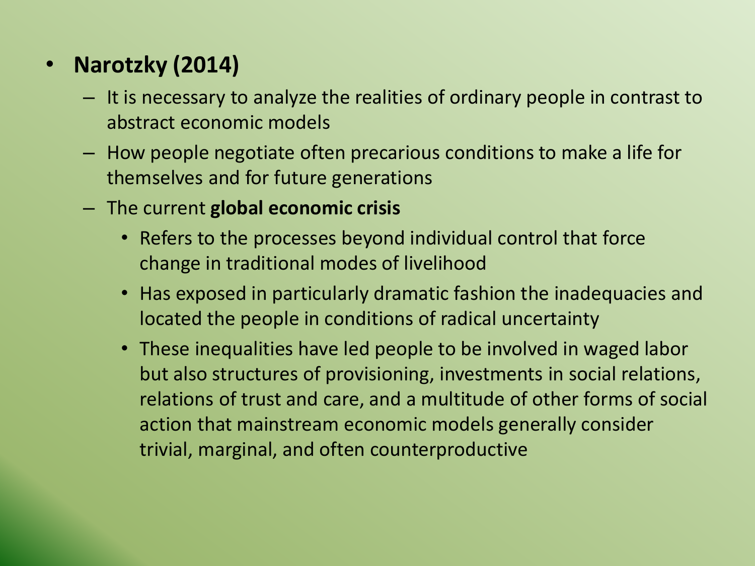- **Narotzky (2014)**
  - It is necessary to analyze the realities of ordinary people in contrast to abstract economic models
  - How people negotiate often precarious conditions to make a life for themselves and for future generations
  - The current **global economic crisis**
    - Refers to the processes beyond individual control that force change in traditional modes of livelihood
    - Has exposed in particularly dramatic fashion the inadequacies and located the people in conditions of radical uncertainty
    - These inequalities have led people to be involved in waged labor but also structures of provisioning, investments in social relations, relations of trust and care, and a multitude of other forms of social action that mainstream economic models generally consider trivial, marginal, and often counterproductive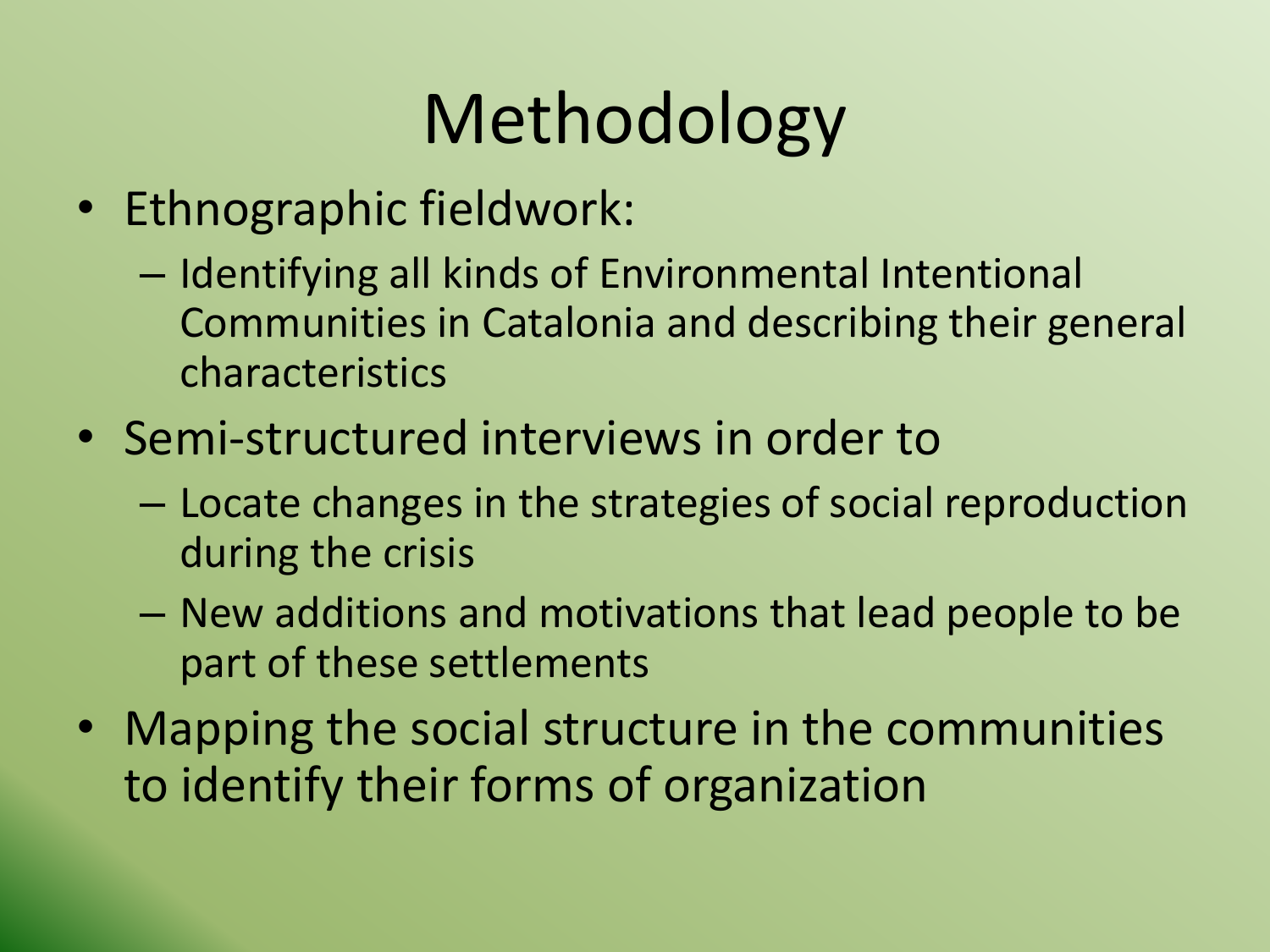# Methodology

- Ethnographic fieldwork:
  - Identifying all kinds of Environmental Intentional Communities in Catalonia and describing their general characteristics
- Semi-structured interviews in order to
  - Locate changes in the strategies of social reproduction during the crisis
  - New additions and motivations that lead people to be part of these settlements
- Mapping the social structure in the communities to identify their forms of organization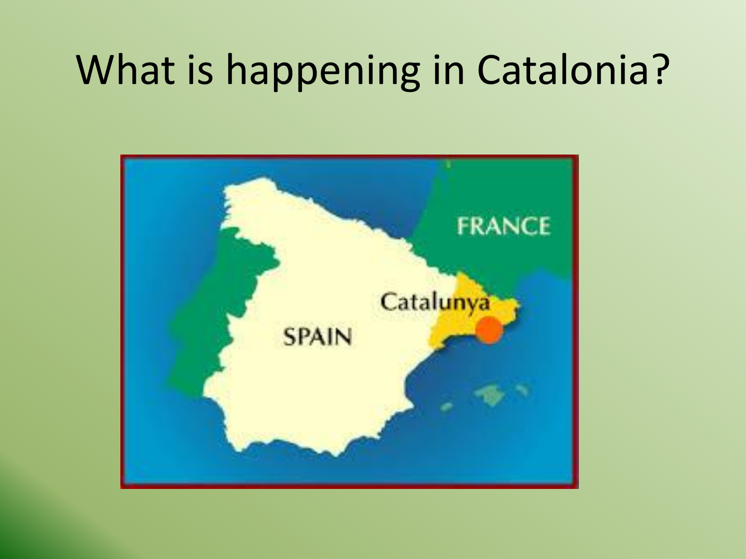# What is happening in Catalonia?

FRANCE

Catalunya

SPAIN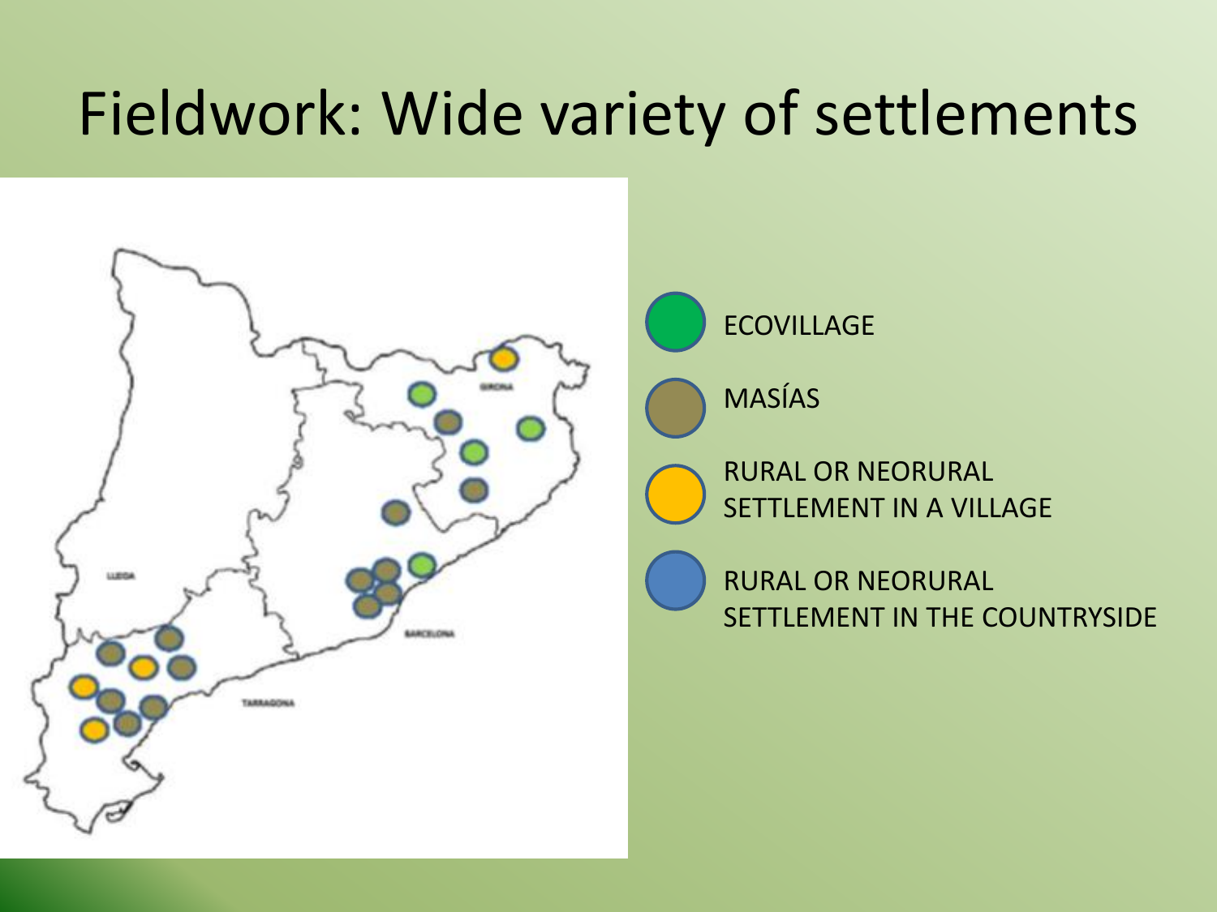# Fieldwork: Wide variety of settlements

ECOVILLAGE

MASÍAS

RURAL OR NEORURAL SETTLEMENT IN A VILLAGE

RURAL OR NEORURAL SETTLEMENT IN THE COUNTRYSIDE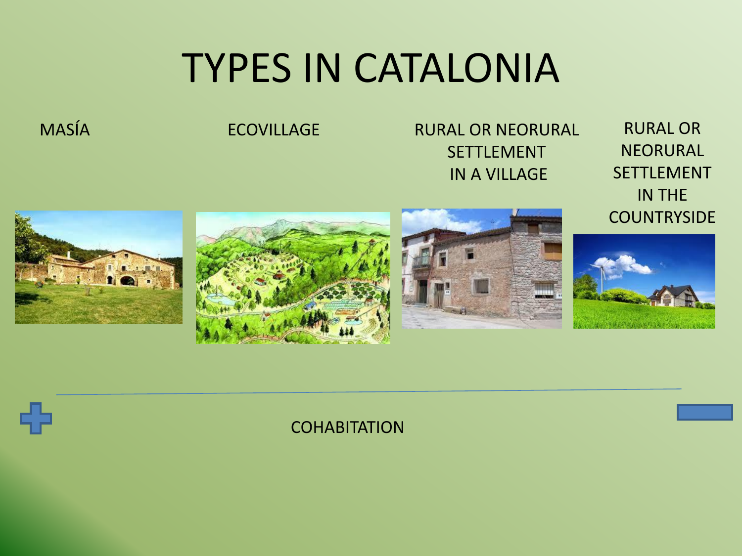# TYPES IN CATALONIA

MASÍA

ECOVILLAGE

RURAL OR NEORURAL SETTLEMENT IN A VILLAGE

RURAL OR NEORURAL SETTLEMENT IN THE COUNTRYSIDE

COHABITATION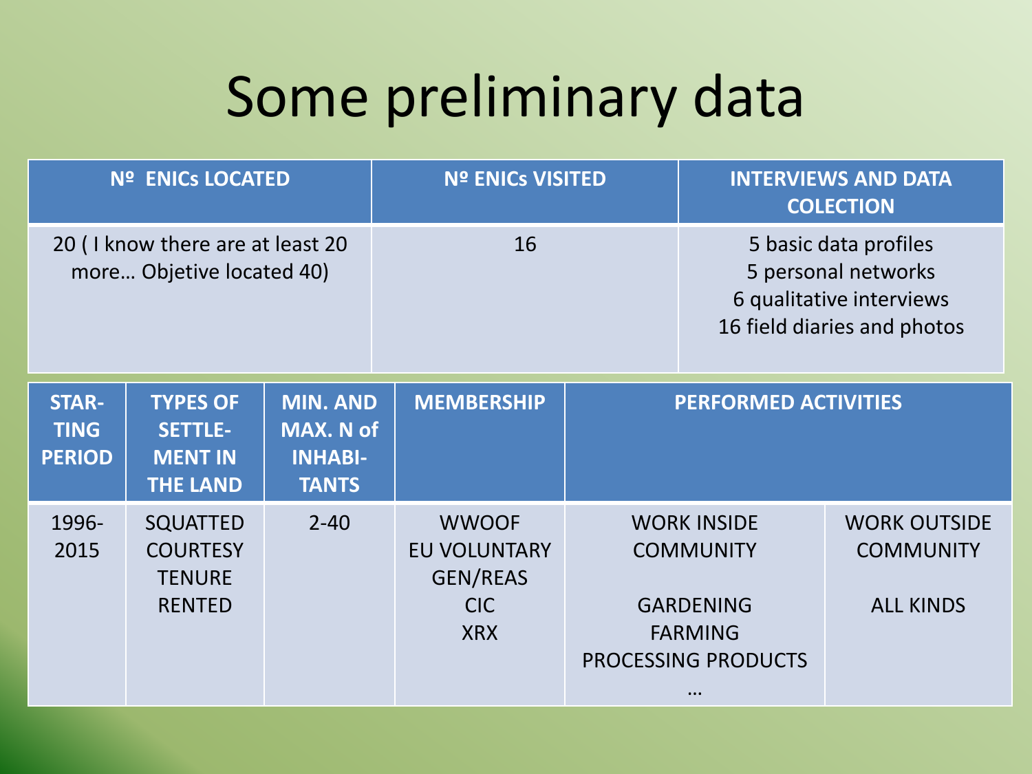# Some preliminary data

| Nº ENICs LOCATED | Nº ENICs VISITED | INTERVIEWS AND DATA COLECTION |
| --- | --- | --- |
| 20 ( I know there are at least 20 more… Objetive located 40) | 16 | 5 basic data profiles<br>5 personal networks<br>6 qualitative interviews<br>16 field diaries and photos |

| STAR-TING PERIOD | TYPES OF SETTLE-MENT IN THE LAND | MIN. AND MAX. N of INHABI-TANTS | MEMBERSHIP | PERFORMED ACTIVITIES | |
| --- | --- | --- | --- | --- | --- |
| 1996-2015 | SQUATTED<br>COURTESY<br>TENURE<br>RENTED | 2-40 | WWOOF<br>EU VOLUNTARY<br>GEN/REAS<br>CIC<br>XRX | WORK INSIDE COMMUNITY<br><br>GARDENING<br>FARMING<br>PROCESSING PRODUCTS<br>… | WORK OUTSIDE COMMUNITY<br><br>ALL KINDS |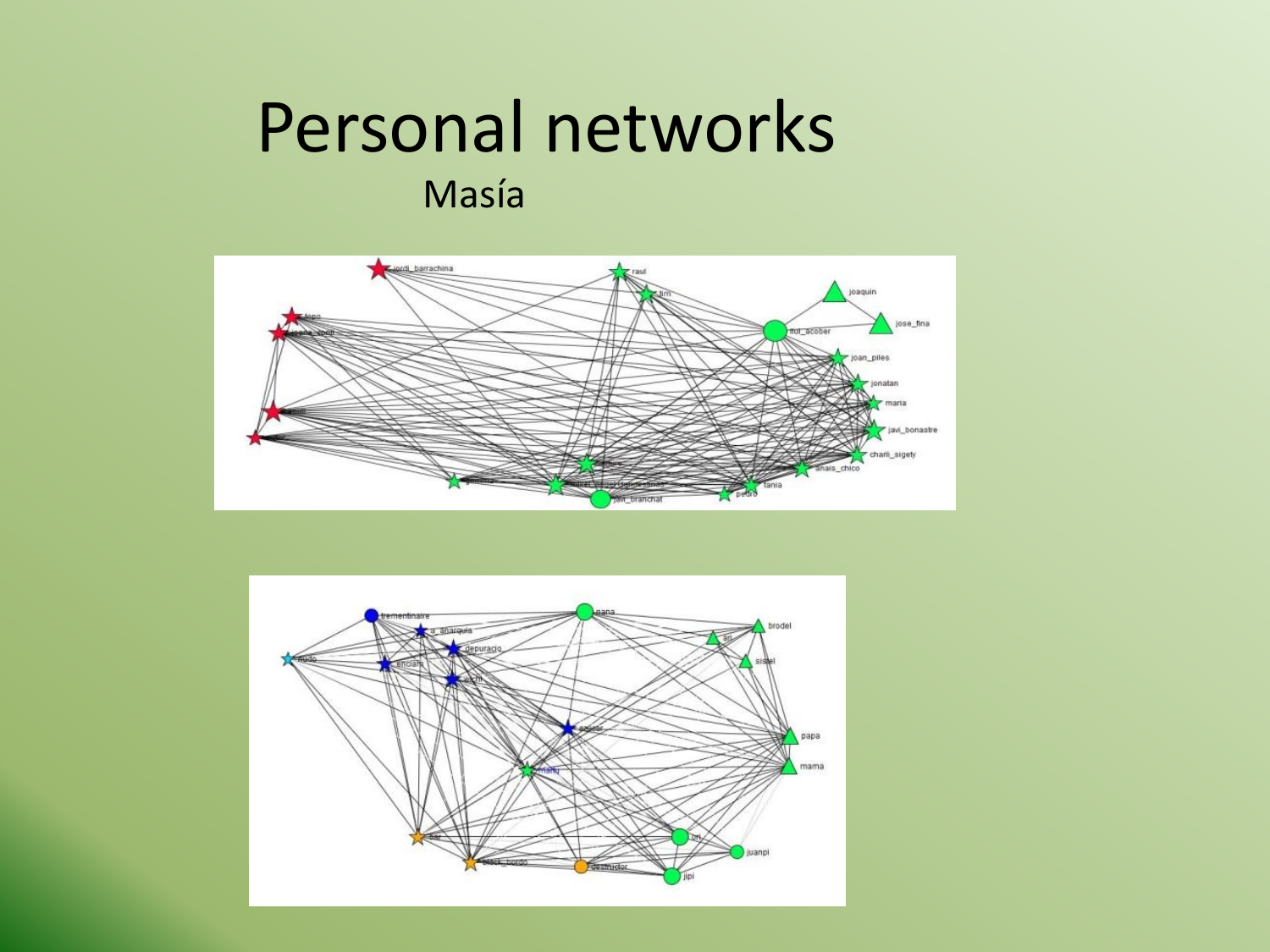# Personal networks

Masía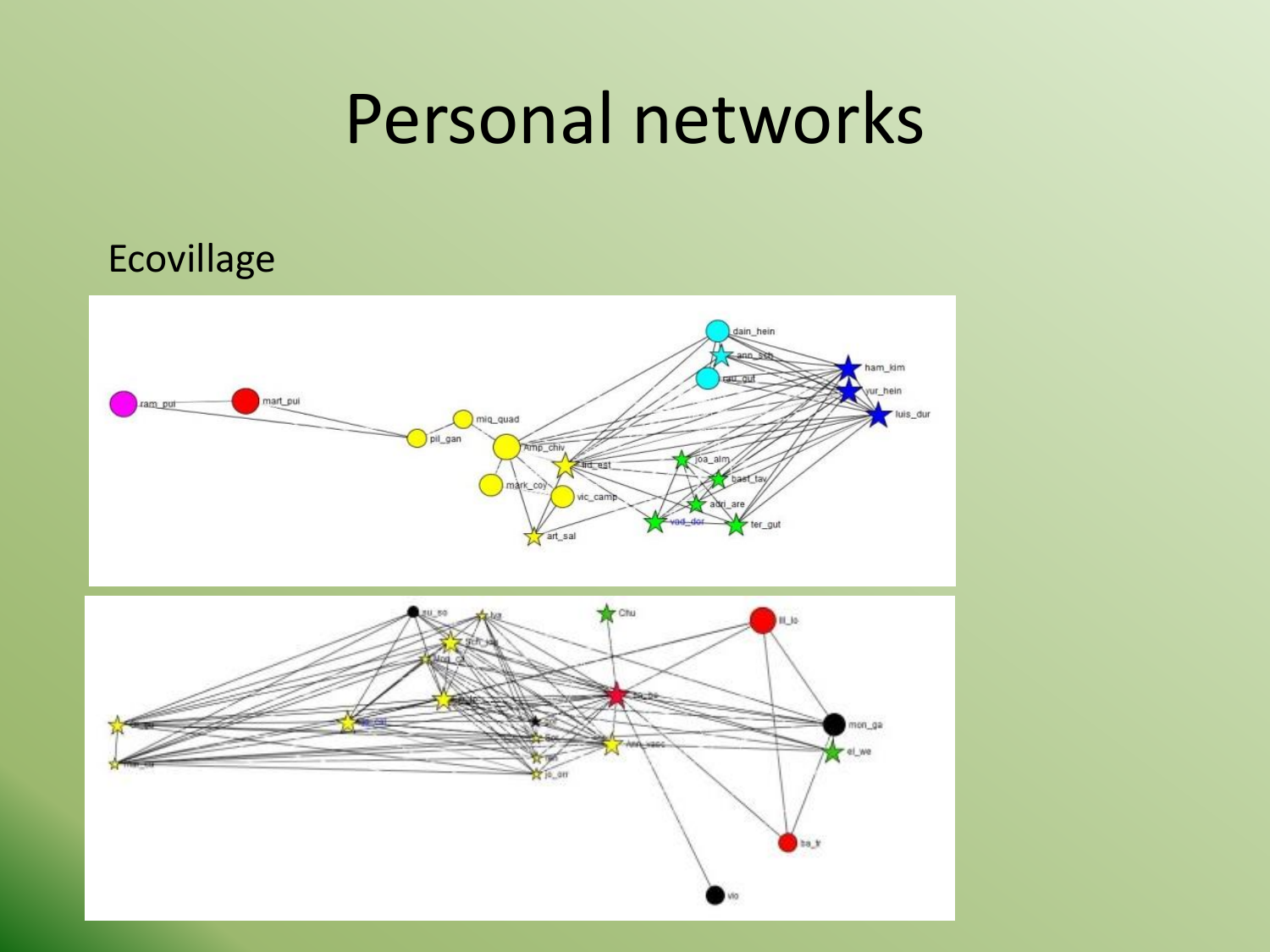# Personal networks

Ecovillage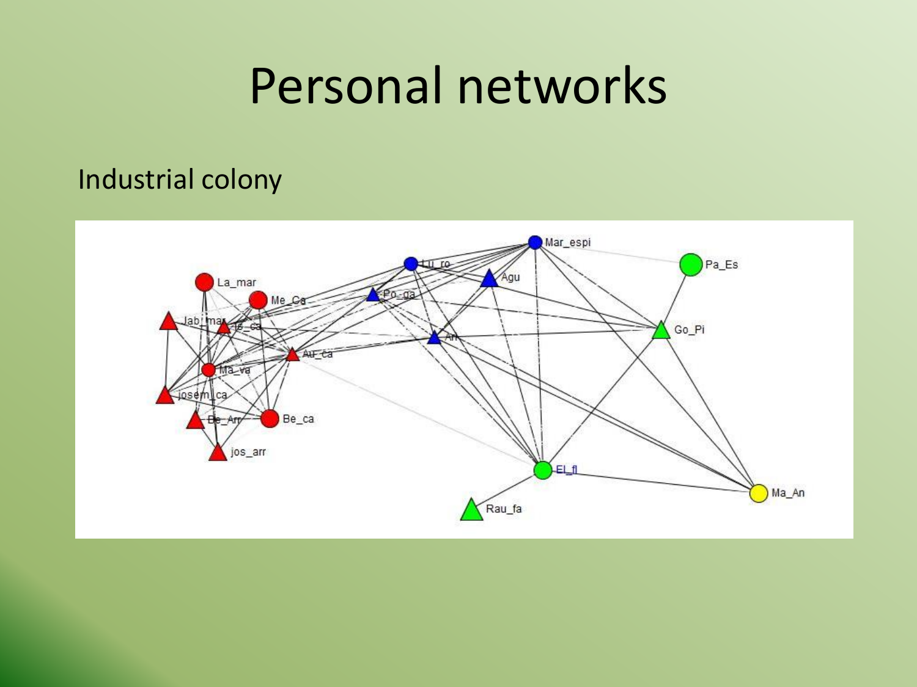# Personal networks

Industrial colony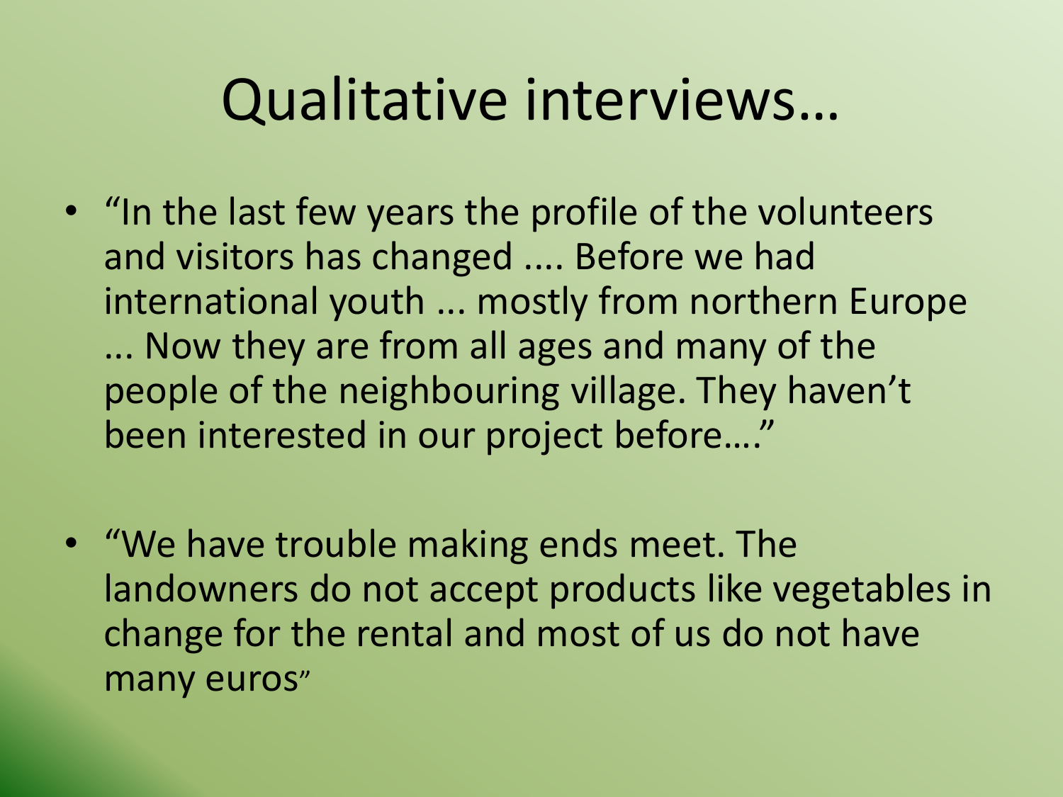# Qualitative interviews…

- “In the last few years the profile of the volunteers and visitors has changed .... Before we had international youth ... mostly from northern Europe ... Now they are from all ages and many of the people of the neighbouring village. They haven’t been interested in our project before….”

- “We have trouble making ends meet. The landowners do not accept products like vegetables in change for the rental and most of us do not have many euros”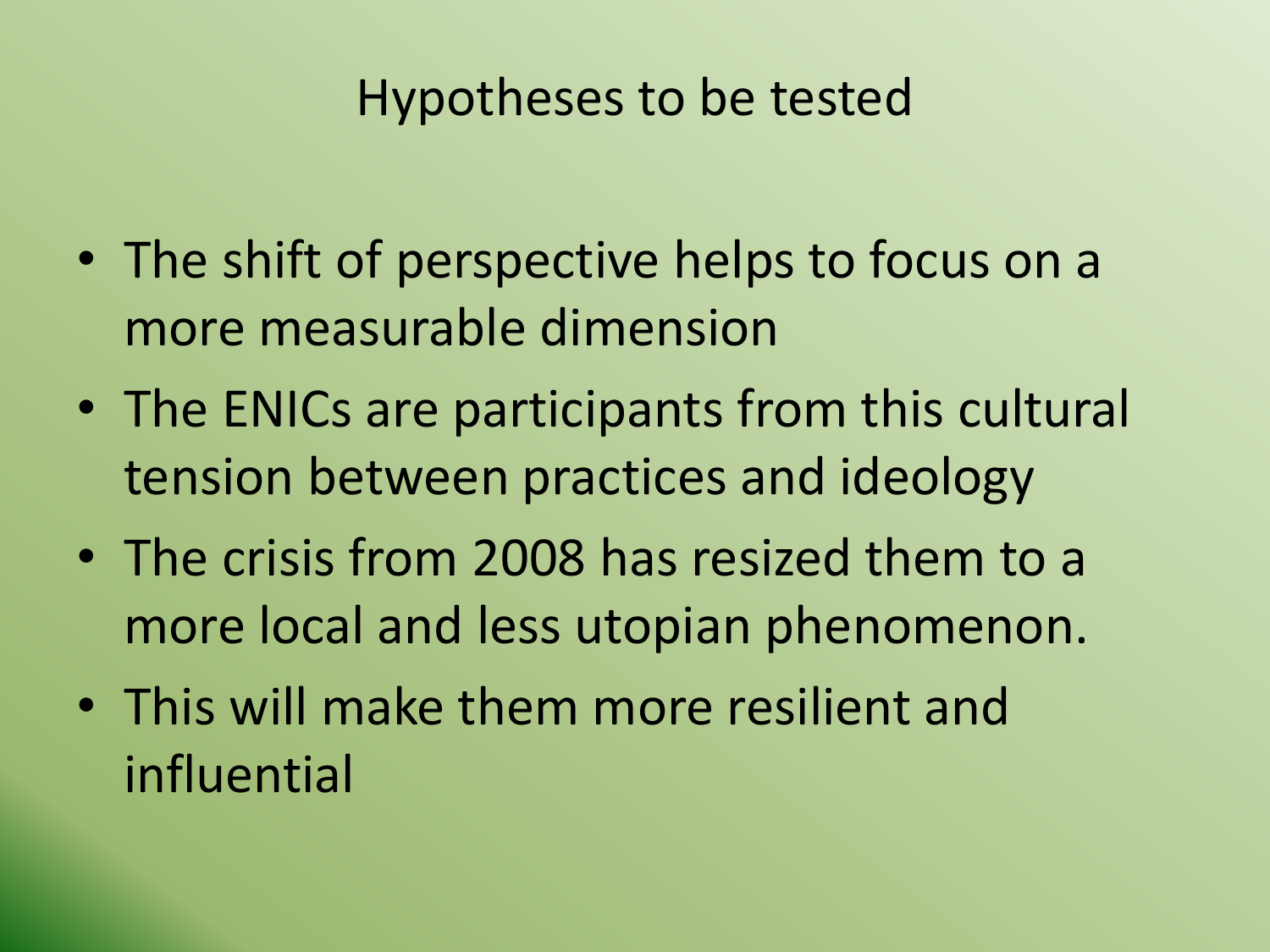# Hypotheses to be tested

- The shift of perspective helps to focus on a more measurable dimension
- The ENICs are participants from this cultural tension between practices and ideology
- The crisis from 2008 has resized them to a more local and less utopian phenomenon.
- This will make them more resilient and influential